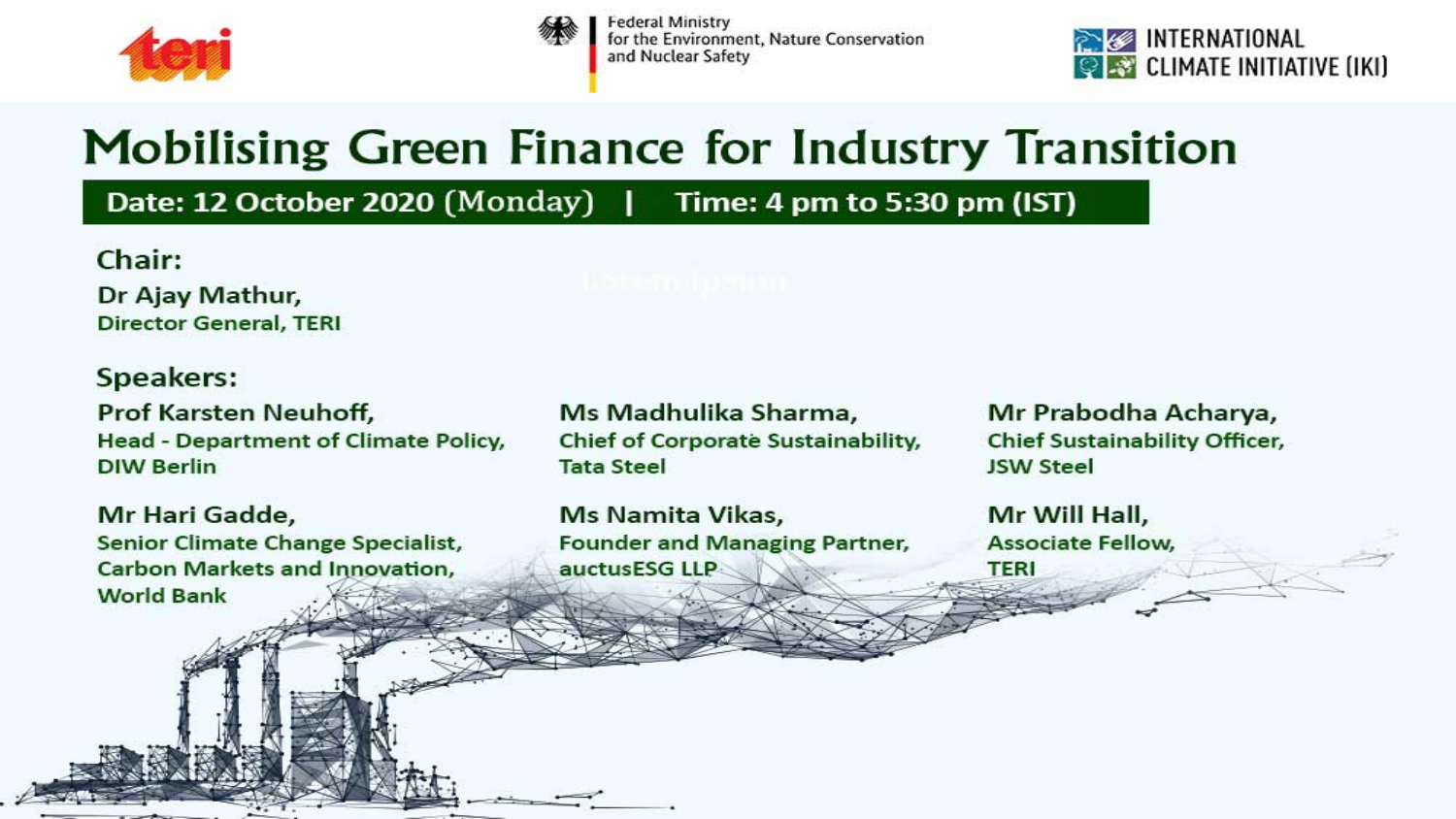teri

Federal Ministry for the Environment, Nature Conservation and Nuclear Safety

INTERNATIONAL CLIMATE INITIATIVE (IKI)

# Mobilising Green Finance for Industry Transition

**Date: 12 October 2020 (Monday) | Time: 4 pm to 5:30 pm (IST)**

## Chair:

**Dr Ajay Mathur,**
**Director General, TERI**

## Speakers:

**Prof Karsten Neuhoff,**
**Head - Department of Climate Policy, DIW Berlin**

**Ms Madhulika Sharma,**
**Chief of Corporate Sustainability, Tata Steel**

**Mr Prabodha Acharya,**
**Chief Sustainability Officer, JSW Steel**

**Mr Hari Gadde,**
**Senior Climate Change Specialist, Carbon Markets and Innovation, World Bank**

**Ms Namita Vikas,**
**Founder and Managing Partner, auctusESG LLP**

**Mr Will Hall,**
**Associate Fellow, TERI**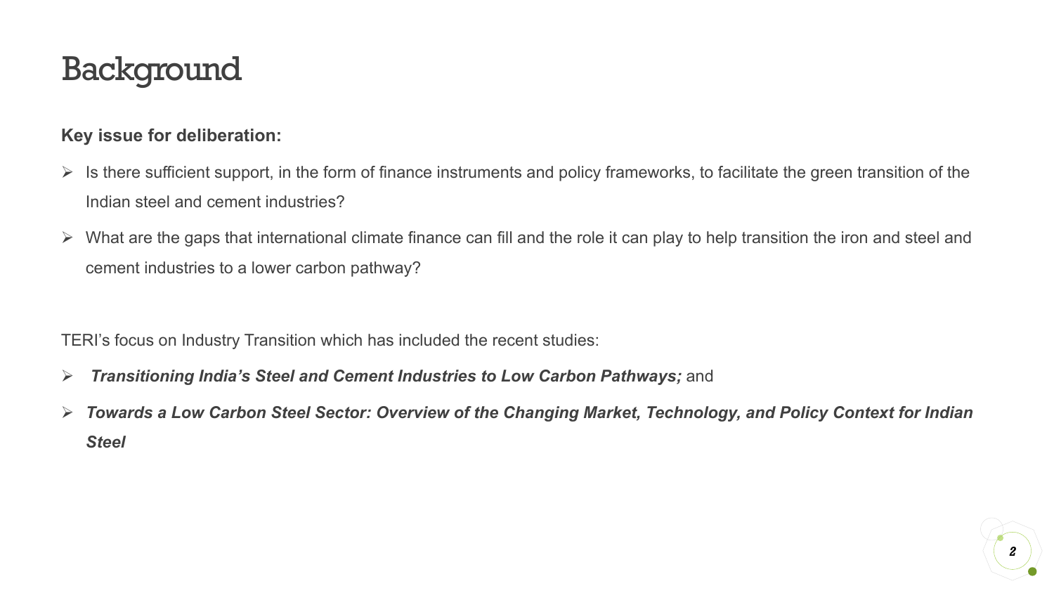# Background

**Key issue for deliberation:**

- Is there sufficient support, in the form of finance instruments and policy frameworks, to facilitate the green transition of the Indian steel and cement industries?
- What are the gaps that international climate finance can fill and the role it can play to help transition the iron and steel and cement industries to a lower carbon pathway?

TERI's focus on Industry Transition which has included the recent studies:

- ***Transitioning India's Steel and Cement Industries to Low Carbon Pathways;*** and
- ***Towards a Low Carbon Steel Sector: Overview of the Changing Market, Technology, and Policy Context for Indian Steel***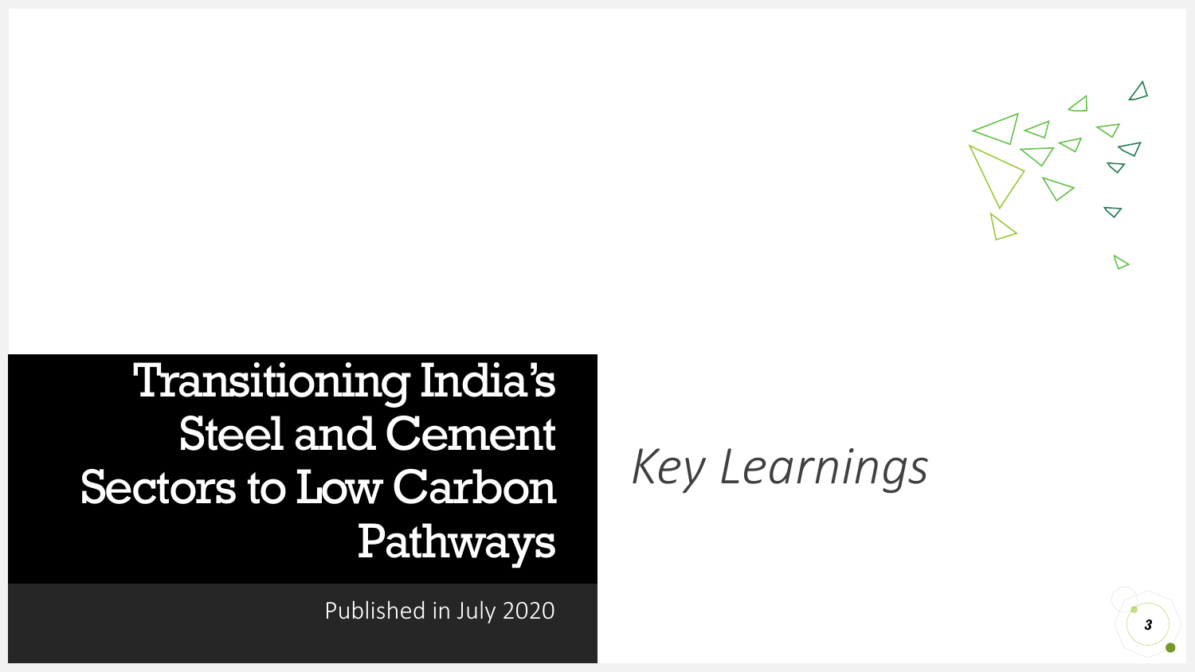# Transitioning India's Steel and Cement Sectors to Low Carbon Pathways

Published in July 2020

*Key Learnings*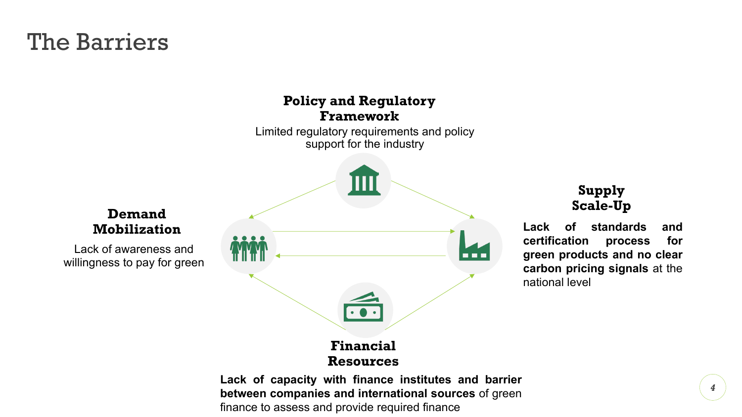# The Barriers

### Policy and Regulatory Framework

Limited regulatory requirements and policy support for the industry

### Demand Mobilization

Lack of awareness and willingness to pay for green

### Supply Scale-Up

**Lack of standards and certification process for green products and no clear carbon pricing signals** at the national level

### Financial Resources

**Lack of capacity with finance institutes and barrier between companies and international sources** of green finance to assess and provide required finance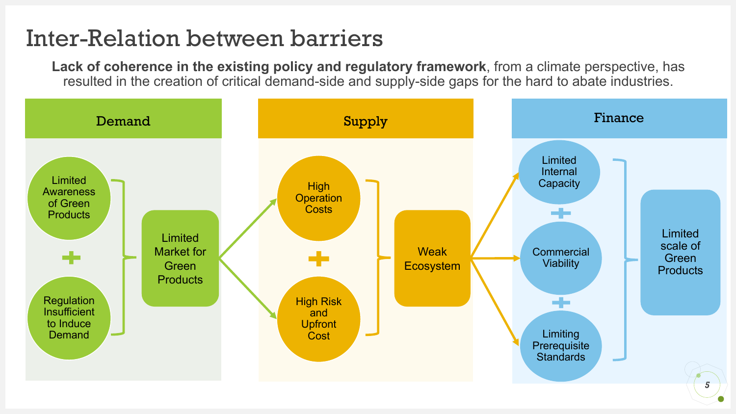# Inter-Relation between barriers

**Lack of coherence in the existing policy and regulatory framework**, from a climate perspective, has resulted in the creation of critical demand-side and supply-side gaps for the hard to abate industries.

## Demand

- Limited Awareness of Green Products
- +
- Regulation Insufficient to Induce Demand

→ Limited Market for Green Products

## Supply

- High Operation Costs
- +
- High Risk and Upfront Cost

→ Weak Ecosystem

## Finance

- Limited Internal Capacity
- +
- Commercial Viability
- +
- Limiting Prerequisite Standards

→ Limited scale of Green Products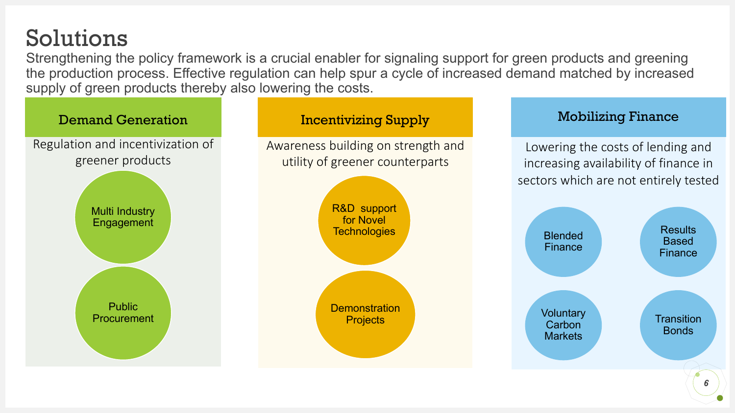# Solutions

Strengthening the policy framework is a crucial enabler for signaling support for green products and greening the production process. Effective regulation can help spur a cycle of increased demand matched by increased supply of green products thereby also lowering the costs.

## Demand Generation

Regulation and incentivization of greener products

- Multi Industry Engagement
- Public Procurement

## Incentivizing Supply

Awareness building on strength and utility of greener counterparts

- R&D support for Novel Technologies
- Demonstration Projects

## Mobilizing Finance

Lowering the costs of lending and increasing availability of finance in sectors which are not entirely tested

- Blended Finance
- Results Based Finance
- Voluntary Carbon Markets
- Transition Bonds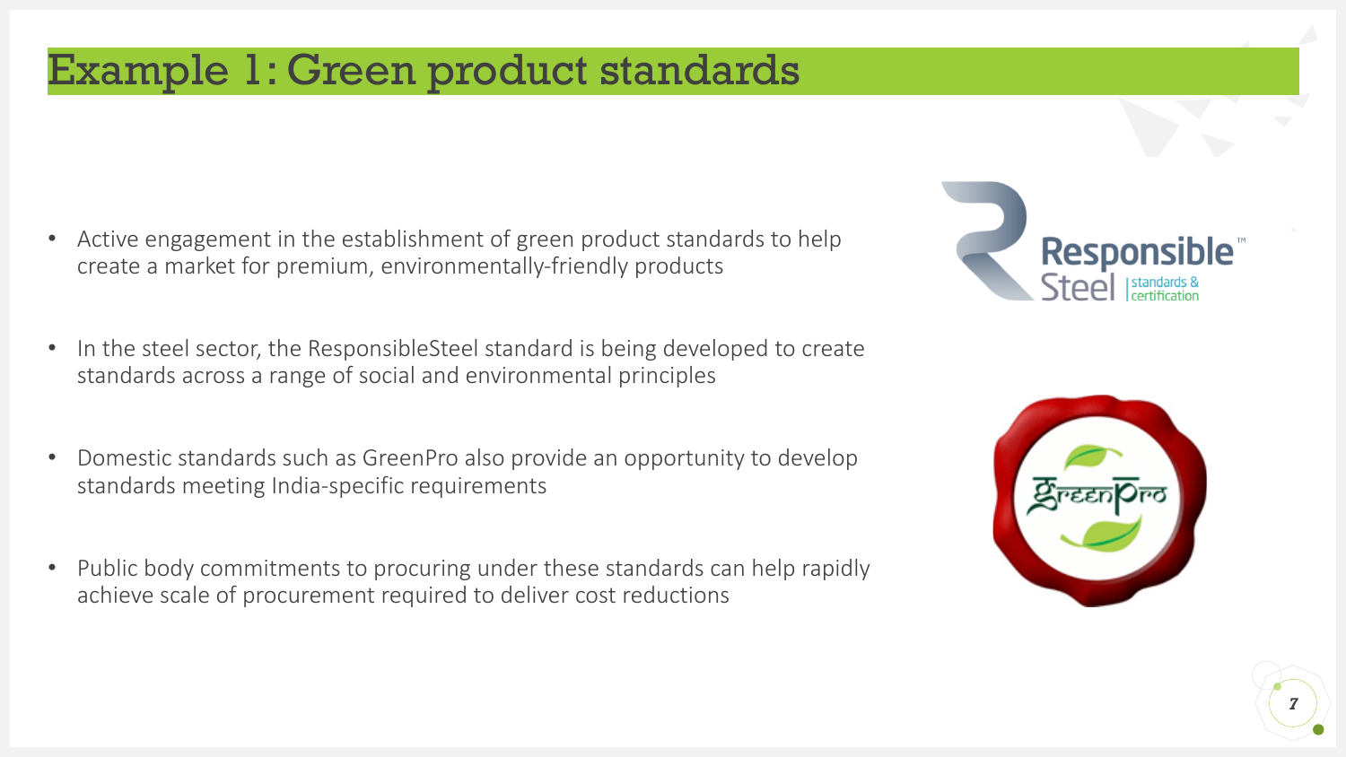# Example 1: Green product standards

- Active engagement in the establishment of green product standards to help create a market for premium, environmentally-friendly products
- In the steel sector, the ResponsibleSteel standard is being developed to create standards across a range of social and environmental principles
- Domestic standards such as GreenPro also provide an opportunity to develop standards meeting India-specific requirements
- Public body commitments to procuring under these standards can help rapidly achieve scale of procurement required to deliver cost reductions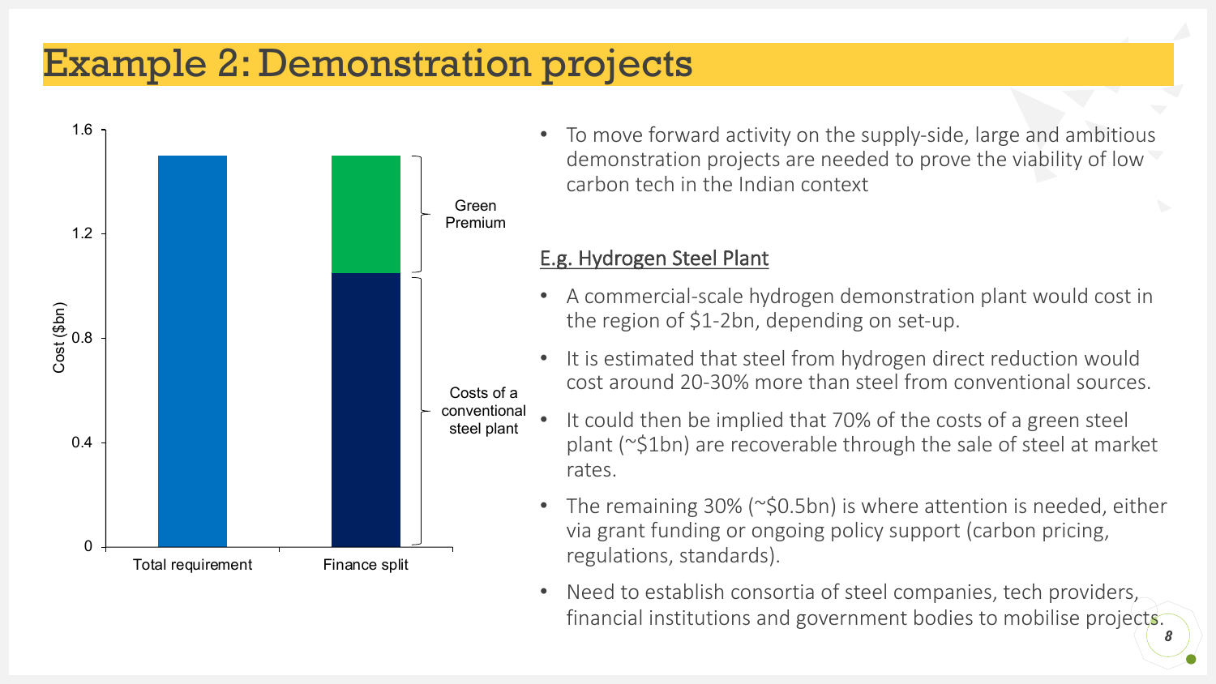# Example 2: Demonstration projects

Cost ($bn)

1.6

1.2

0.8

0.4

0

Total requirement

Finance split

Green Premium

Costs of a conventional steel plant

- To move forward activity on the supply-side, large and ambitious demonstration projects are needed to prove the viability of low carbon tech in the Indian context

E.g. Hydrogen Steel Plant

- A commercial-scale hydrogen demonstration plant would cost in the region of $1-2bn, depending on set-up.
- It is estimated that steel from hydrogen direct reduction would cost around 20-30% more than steel from conventional sources.
- It could then be implied that 70% of the costs of a green steel plant (~$1bn) are recoverable through the sale of steel at market rates.
- The remaining 30% (~$0.5bn) is where attention is needed, either via grant funding or ongoing policy support (carbon pricing, regulations, standards).
- Need to establish consortia of steel companies, tech providers, financial institutions and government bodies to mobilise projects.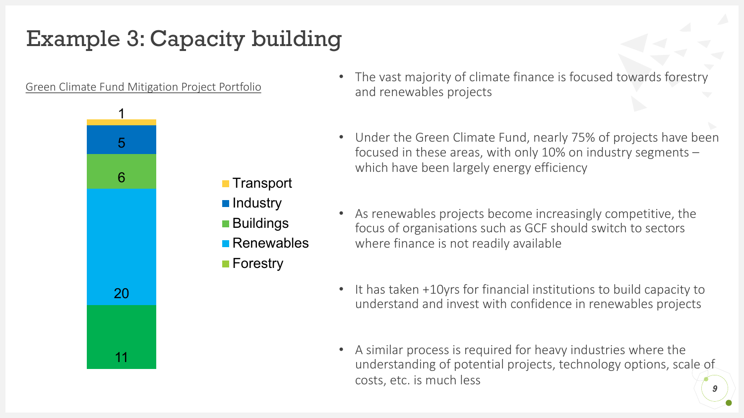# Example 3: Capacity building

Green Climate Fund Mitigation Project Portfolio

| Sector | Value |
|---|---|
| Transport | 1 |
| Industry | 5 |
| Buildings | 6 |
| Renewables | 20 |
| Forestry | 11 |

- The vast majority of climate finance is focused towards forestry and renewables projects
- Under the Green Climate Fund, nearly 75% of projects have been focused in these areas, with only 10% on industry segments – which have been largely energy efficiency
- As renewables projects become increasingly competitive, the focus of organisations such as GCF should switch to sectors where finance is not readily available
- It has taken +10yrs for financial institutions to build capacity to understand and invest with confidence in renewables projects
- A similar process is required for heavy industries where the understanding of potential projects, technology options, scale of costs, etc. is much less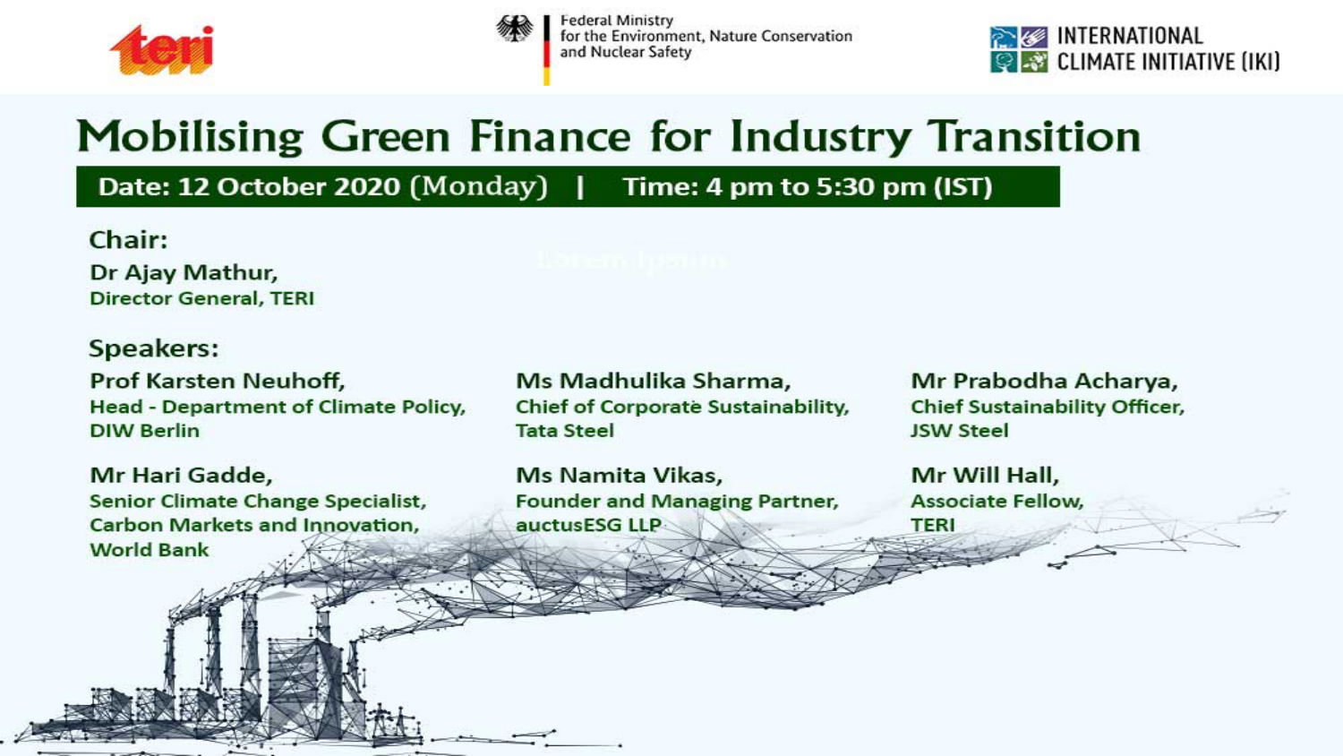teri

Federal Ministry for the Environment, Nature Conservation and Nuclear Safety

INTERNATIONAL CLIMATE INITIATIVE (IKI)

# Mobilising Green Finance for Industry Transition

**Date: 12 October 2020 (Monday) | Time: 4 pm to 5:30 pm (IST)**

**Chair:**

**Dr Ajay Mathur,**
**Director General, TERI**

**Speakers:**

**Prof Karsten Neuhoff,**
**Head - Department of Climate Policy, DIW Berlin**

**Ms Madhulika Sharma,**
**Chief of Corporate Sustainability, Tata Steel**

**Mr Prabodha Acharya,**
**Chief Sustainability Officer, JSW Steel**

**Mr Hari Gadde,**
**Senior Climate Change Specialist, Carbon Markets and Innovation, World Bank**

**Ms Namita Vikas,**
**Founder and Managing Partner, auctusESG LLP**

**Mr Will Hall,**
**Associate Fellow, TERI**